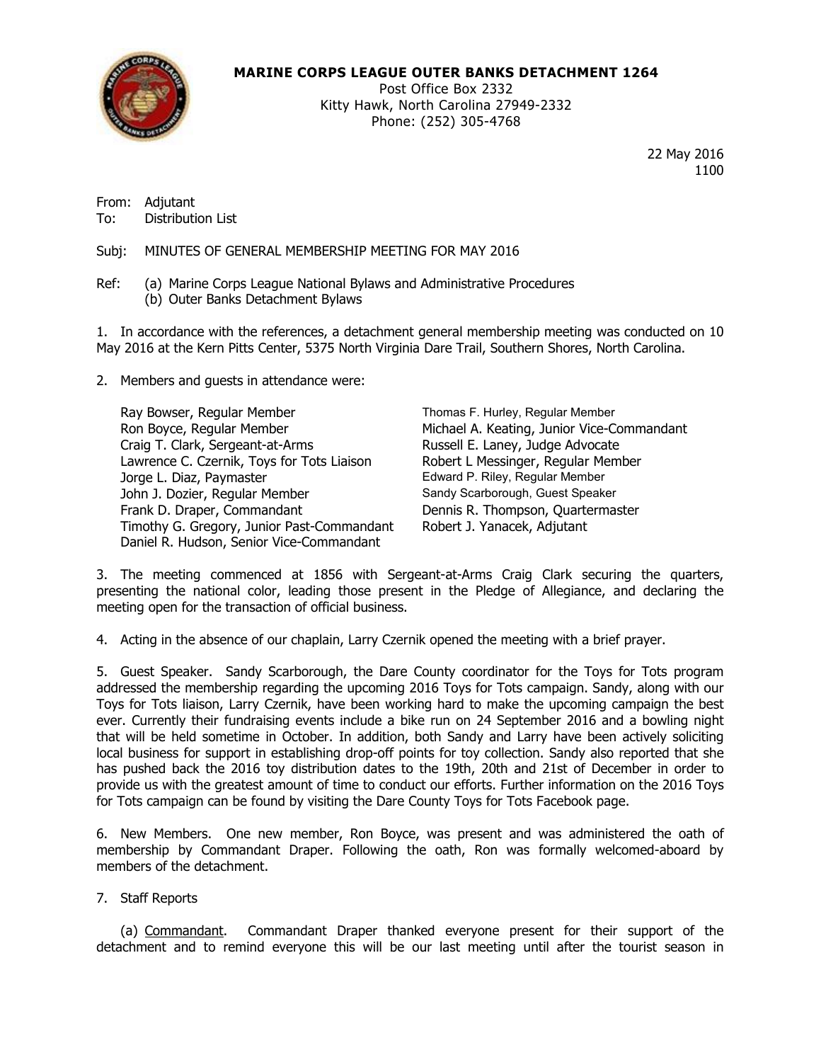**MARINE CORPS LEAGUE OUTER BANKS DETACHMENT 1264**
Post Office Box 2332
Kitty Hawk, North Carolina 27949-2332
Phone: (252) 305-4768

22 May 2016
1100

From: Adjutant
To: Distribution List

Subj: MINUTES OF GENERAL MEMBERSHIP MEETING FOR MAY 2016

Ref: (a) Marine Corps League National Bylaws and Administrative Procedures
(b) Outer Banks Detachment Bylaws

1. In accordance with the references, a detachment general membership meeting was conducted on 10 May 2016 at the Kern Pitts Center, 5375 North Virginia Dare Trail, Southern Shores, North Carolina.

2. Members and guests in attendance were:

Ray Bowser, Regular Member
Ron Boyce, Regular Member
Craig T. Clark, Sergeant-at-Arms
Lawrence C. Czernik, Toys for Tots Liaison
Jorge L. Diaz, Paymaster
John J. Dozier, Regular Member
Frank D. Draper, Commandant
Timothy G. Gregory, Junior Past-Commandant
Daniel R. Hudson, Senior Vice-Commandant
Thomas F. Hurley, Regular Member
Michael A. Keating, Junior Vice-Commandant
Russell E. Laney, Judge Advocate
Robert L Messinger, Regular Member
Edward P. Riley, Regular Member
Sandy Scarborough, Guest Speaker
Dennis R. Thompson, Quartermaster
Robert J. Yanacek, Adjutant

3. The meeting commenced at 1856 with Sergeant-at-Arms Craig Clark securing the quarters, presenting the national color, leading those present in the Pledge of Allegiance, and declaring the meeting open for the transaction of official business.

4. Acting in the absence of our chaplain, Larry Czernik opened the meeting with a brief prayer.

5. Guest Speaker. Sandy Scarborough, the Dare County coordinator for the Toys for Tots program addressed the membership regarding the upcoming 2016 Toys for Tots campaign. Sandy, along with our Toys for Tots liaison, Larry Czernik, have been working hard to make the upcoming campaign the best ever. Currently their fundraising events include a bike run on 24 September 2016 and a bowling night that will be held sometime in October. In addition, both Sandy and Larry have been actively soliciting local business for support in establishing drop-off points for toy collection. Sandy also reported that she has pushed back the 2016 toy distribution dates to the 19th, 20th and 21st of December in order to provide us with the greatest amount of time to conduct our efforts. Further information on the 2016 Toys for Tots campaign can be found by visiting the Dare County Toys for Tots Facebook page.

6. New Members. One new member, Ron Boyce, was present and was administered the oath of membership by Commandant Draper. Following the oath, Ron was formally welcomed-aboard by members of the detachment.

7. Staff Reports

(a) Commandant. Commandant Draper thanked everyone present for their support of the detachment and to remind everyone this will be our last meeting until after the tourist season in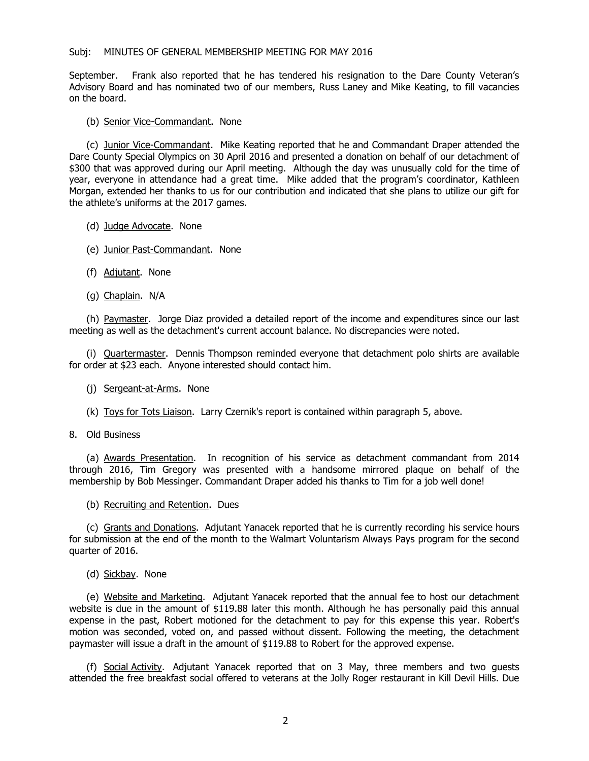Subj: MINUTES OF GENERAL MEMBERSHIP MEETING FOR MAY 2016

September. Frank also reported that he has tendered his resignation to the Dare County Veteran's Advisory Board and has nominated two of our members, Russ Laney and Mike Keating, to fill vacancies on the board.

(b) Senior Vice-Commandant. None

(c) Junior Vice-Commandant. Mike Keating reported that he and Commandant Draper attended the Dare County Special Olympics on 30 April 2016 and presented a donation on behalf of our detachment of $300 that was approved during our April meeting. Although the day was unusually cold for the time of year, everyone in attendance had a great time. Mike added that the program's coordinator, Kathleen Morgan, extended her thanks to us for our contribution and indicated that she plans to utilize our gift for the athlete's uniforms at the 2017 games.

(d) Judge Advocate. None

(e) Junior Past-Commandant. None

(f) Adjutant. None

(g) Chaplain. N/A

(h) Paymaster. Jorge Diaz provided a detailed report of the income and expenditures since our last meeting as well as the detachment's current account balance. No discrepancies were noted.

(i) Quartermaster. Dennis Thompson reminded everyone that detachment polo shirts are available for order at $23 each. Anyone interested should contact him.

(j) Sergeant-at-Arms. None

(k) Toys for Tots Liaison. Larry Czernik's report is contained within paragraph 5, above.

8. Old Business

(a) Awards Presentation. In recognition of his service as detachment commandant from 2014 through 2016, Tim Gregory was presented with a handsome mirrored plaque on behalf of the membership by Bob Messinger. Commandant Draper added his thanks to Tim for a job well done!

(b) Recruiting and Retention. Dues

(c) Grants and Donations. Adjutant Yanacek reported that he is currently recording his service hours for submission at the end of the month to the Walmart Voluntarism Always Pays program for the second quarter of 2016.

(d) Sickbay. None

(e) Website and Marketing. Adjutant Yanacek reported that the annual fee to host our detachment website is due in the amount of $119.88 later this month. Although he has personally paid this annual expense in the past, Robert motioned for the detachment to pay for this expense this year. Robert's motion was seconded, voted on, and passed without dissent. Following the meeting, the detachment paymaster will issue a draft in the amount of $119.88 to Robert for the approved expense.

(f) Social Activity. Adjutant Yanacek reported that on 3 May, three members and two guests attended the free breakfast social offered to veterans at the Jolly Roger restaurant in Kill Devil Hills. Due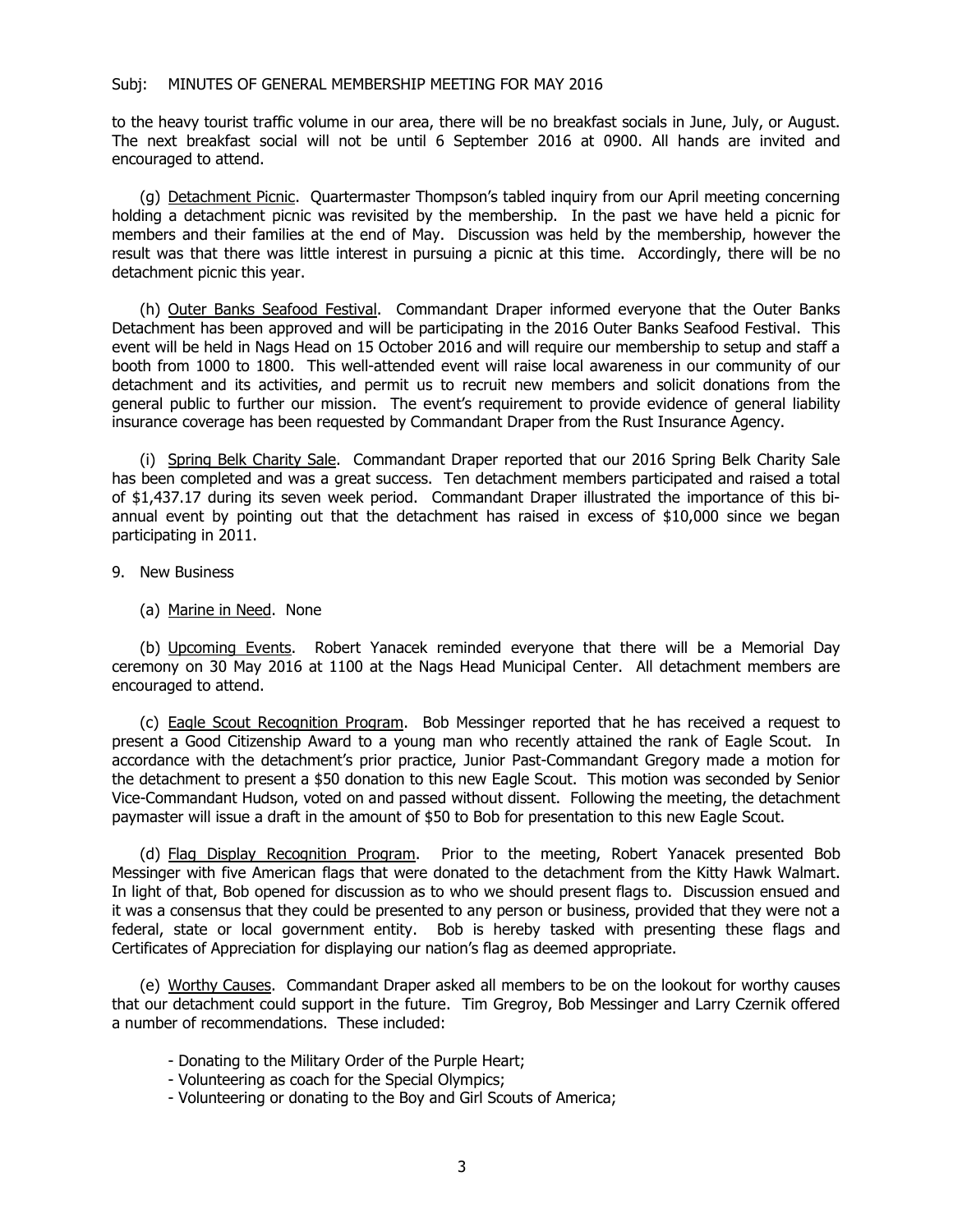to the heavy tourist traffic volume in our area, there will be no breakfast socials in June, July, or August. The next breakfast social will not be until 6 September 2016 at 0900. All hands are invited and encouraged to attend.

(g) Detachment Picnic. Quartermaster Thompson's tabled inquiry from our April meeting concerning holding a detachment picnic was revisited by the membership. In the past we have held a picnic for members and their families at the end of May. Discussion was held by the membership, however the result was that there was little interest in pursuing a picnic at this time. Accordingly, there will be no detachment picnic this year.

(h) Outer Banks Seafood Festival. Commandant Draper informed everyone that the Outer Banks Detachment has been approved and will be participating in the 2016 Outer Banks Seafood Festival. This event will be held in Nags Head on 15 October 2016 and will require our membership to setup and staff a booth from 1000 to 1800. This well-attended event will raise local awareness in our community of our detachment and its activities, and permit us to recruit new members and solicit donations from the general public to further our mission. The event's requirement to provide evidence of general liability insurance coverage has been requested by Commandant Draper from the Rust Insurance Agency.

(i) Spring Belk Charity Sale. Commandant Draper reported that our 2016 Spring Belk Charity Sale has been completed and was a great success. Ten detachment members participated and raised a total of $1,437.17 during its seven week period. Commandant Draper illustrated the importance of this bi-annual event by pointing out that the detachment has raised in excess of $10,000 since we began participating in 2011.

9. New Business

(a) Marine in Need. None

(b) Upcoming Events. Robert Yanacek reminded everyone that there will be a Memorial Day ceremony on 30 May 2016 at 1100 at the Nags Head Municipal Center. All detachment members are encouraged to attend.

(c) Eagle Scout Recognition Program. Bob Messinger reported that he has received a request to present a Good Citizenship Award to a young man who recently attained the rank of Eagle Scout. In accordance with the detachment's prior practice, Junior Past-Commandant Gregory made a motion for the detachment to present a $50 donation to this new Eagle Scout. This motion was seconded by Senior Vice-Commandant Hudson, voted on and passed without dissent. Following the meeting, the detachment paymaster will issue a draft in the amount of $50 to Bob for presentation to this new Eagle Scout.

(d) Flag Display Recognition Program. Prior to the meeting, Robert Yanacek presented Bob Messinger with five American flags that were donated to the detachment from the Kitty Hawk Walmart. In light of that, Bob opened for discussion as to who we should present flags to. Discussion ensued and it was a consensus that they could be presented to any person or business, provided that they were not a federal, state or local government entity. Bob is hereby tasked with presenting these flags and Certificates of Appreciation for displaying our nation's flag as deemed appropriate.

(e) Worthy Causes. Commandant Draper asked all members to be on the lookout for worthy causes that our detachment could support in the future. Tim Gregroy, Bob Messinger and Larry Czernik offered a number of recommendations. These included:

- Donating to the Military Order of the Purple Heart;
- Volunteering as coach for the Special Olympics;
- Volunteering or donating to the Boy and Girl Scouts of America;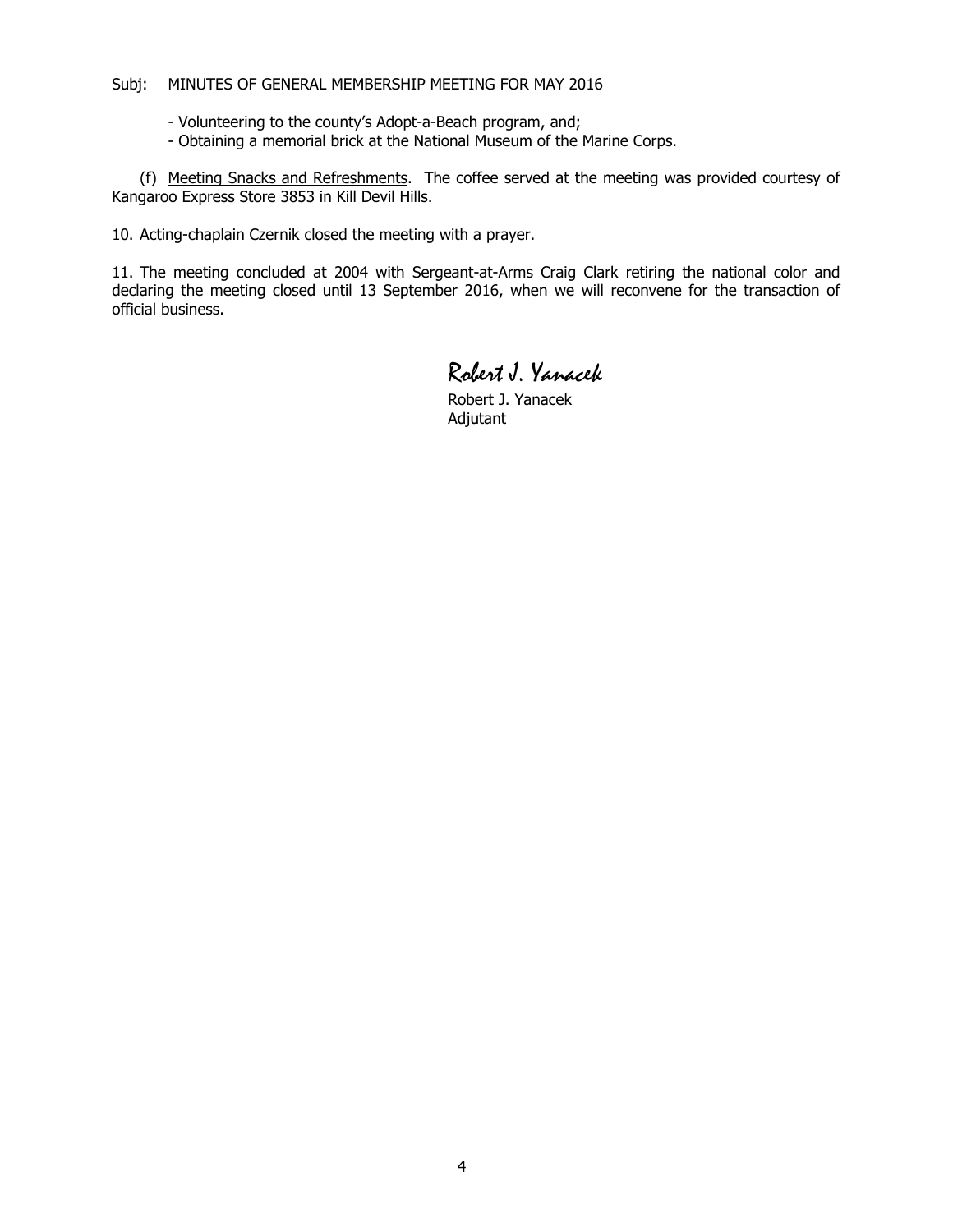Subj: MINUTES OF GENERAL MEMBERSHIP MEETING FOR MAY 2016

- Volunteering to the county's Adopt-a-Beach program, and;
- Obtaining a memorial brick at the National Museum of the Marine Corps.

(f) Meeting Snacks and Refreshments. The coffee served at the meeting was provided courtesy of Kangaroo Express Store 3853 in Kill Devil Hills.

10. Acting-chaplain Czernik closed the meeting with a prayer.

11. The meeting concluded at 2004 with Sergeant-at-Arms Craig Clark retiring the national color and declaring the meeting closed until 13 September 2016, when we will reconvene for the transaction of official business.

*Robert J. Yanacek*

Robert J. Yanacek
Adjutant